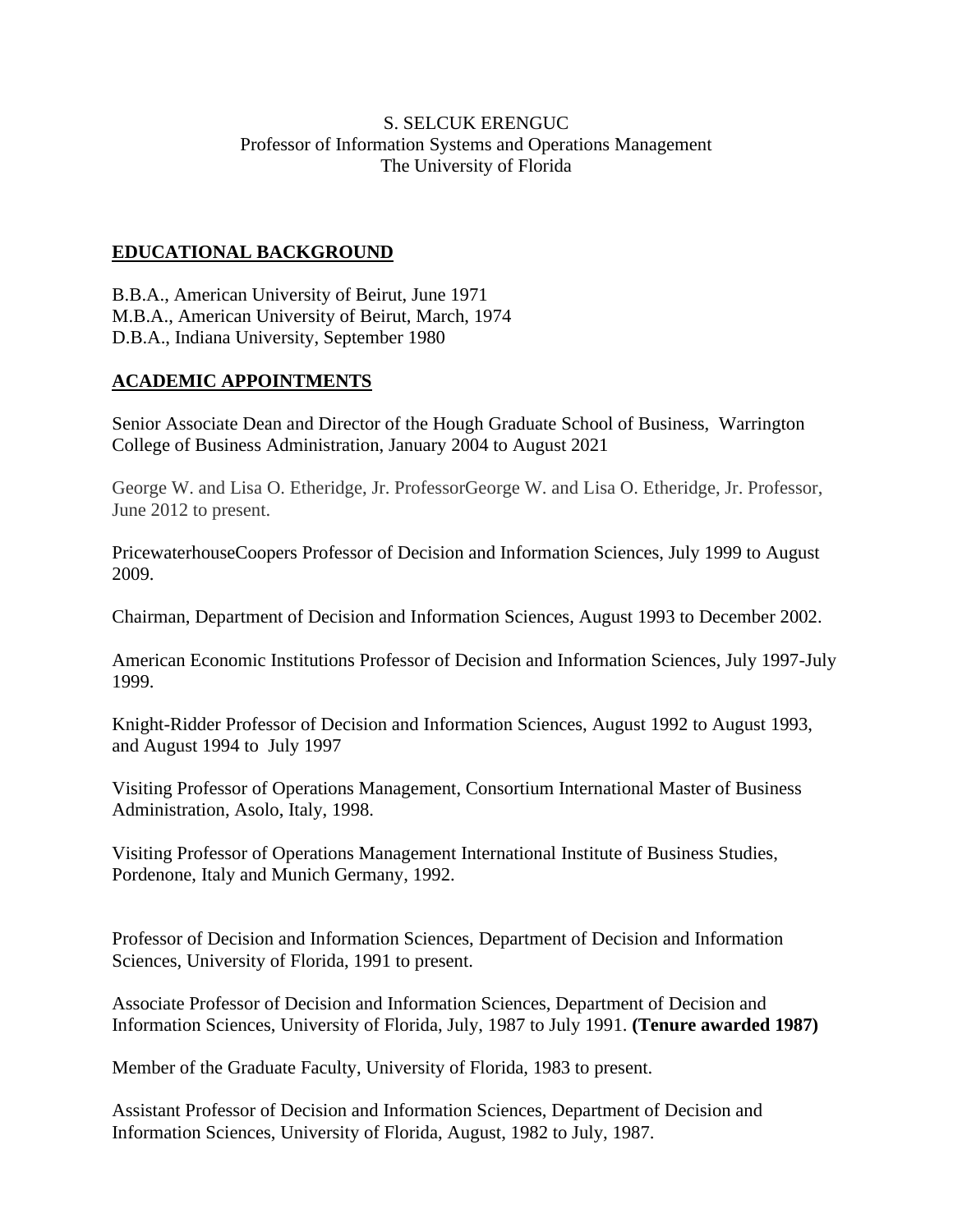S. SELCUK ERENGUC
Professor of Information Systems and Operations Management
The University of Florida

## EDUCATIONAL BACKGROUND

B.B.A., American University of Beirut, June 1971
M.B.A., American University of Beirut, March, 1974
D.B.A., Indiana University, September 1980

## ACADEMIC APPOINTMENTS

Senior Associate Dean and Director of the Hough Graduate School of Business, Warrington College of Business Administration, January 2004 to August 2021

George W. and Lisa O. Etheridge, Jr. ProfessorGeorge W. and Lisa O. Etheridge, Jr. Professor, June 2012 to present.

PricewaterhouseCoopers Professor of Decision and Information Sciences, July 1999 to August 2009.

Chairman, Department of Decision and Information Sciences, August 1993 to December 2002.

American Economic Institutions Professor of Decision and Information Sciences, July 1997-July 1999.

Knight-Ridder Professor of Decision and Information Sciences, August 1992 to August 1993, and August 1994 to July 1997

Visiting Professor of Operations Management, Consortium International Master of Business Administration, Asolo, Italy, 1998.

Visiting Professor of Operations Management International Institute of Business Studies, Pordenone, Italy and Munich Germany, 1992.

Professor of Decision and Information Sciences, Department of Decision and Information Sciences, University of Florida, 1991 to present.

Associate Professor of Decision and Information Sciences, Department of Decision and Information Sciences, University of Florida, July, 1987 to July 1991. **(Tenure awarded 1987)**

Member of the Graduate Faculty, University of Florida, 1983 to present.

Assistant Professor of Decision and Information Sciences, Department of Decision and Information Sciences, University of Florida, August, 1982 to July, 1987.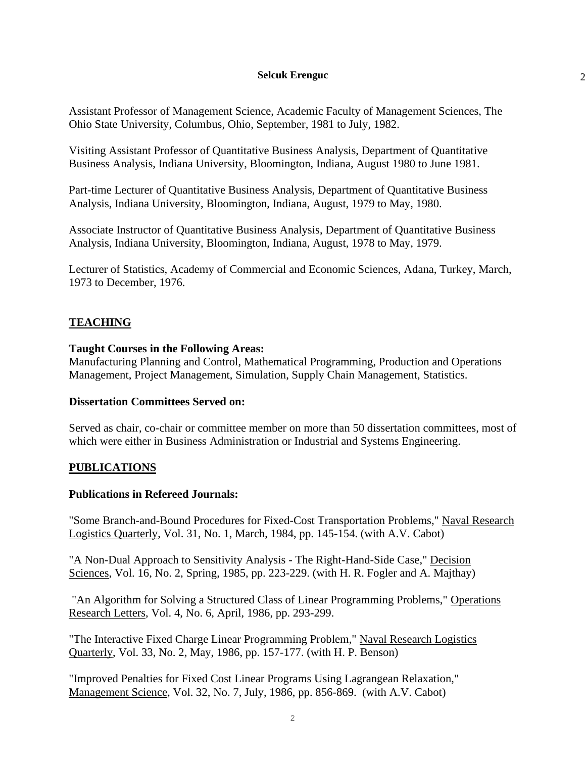Assistant Professor of Management Science, Academic Faculty of Management Sciences, The Ohio State University, Columbus, Ohio, September, 1981 to July, 1982.

Visiting Assistant Professor of Quantitative Business Analysis, Department of Quantitative Business Analysis, Indiana University, Bloomington, Indiana, August 1980 to June 1981.

Part-time Lecturer of Quantitative Business Analysis, Department of Quantitative Business Analysis, Indiana University, Bloomington, Indiana, August, 1979 to May, 1980.

Associate Instructor of Quantitative Business Analysis, Department of Quantitative Business Analysis, Indiana University, Bloomington, Indiana, August, 1978 to May, 1979.

Lecturer of Statistics, Academy of Commercial and Economic Sciences, Adana, Turkey, March, 1973 to December, 1976.

## TEACHING

**Taught Courses in the Following Areas:**
Manufacturing Planning and Control, Mathematical Programming, Production and Operations Management, Project Management, Simulation, Supply Chain Management, Statistics.

**Dissertation Committees Served on:**

Served as chair, co-chair or committee member on more than 50 dissertation committees, most of which were either in Business Administration or Industrial and Systems Engineering.

## PUBLICATIONS

**Publications in Refereed Journals:**

"Some Branch-and-Bound Procedures for Fixed-Cost Transportation Problems," Naval Research Logistics Quarterly, Vol. 31, No. 1, March, 1984, pp. 145-154. (with A.V. Cabot)

"A Non-Dual Approach to Sensitivity Analysis - The Right-Hand-Side Case," Decision Sciences, Vol. 16, No. 2, Spring, 1985, pp. 223-229. (with H. R. Fogler and A. Majthay)

"An Algorithm for Solving a Structured Class of Linear Programming Problems," Operations Research Letters, Vol. 4, No. 6, April, 1986, pp. 293-299.

"The Interactive Fixed Charge Linear Programming Problem," Naval Research Logistics Quarterly, Vol. 33, No. 2, May, 1986, pp. 157-177. (with H. P. Benson)

"Improved Penalties for Fixed Cost Linear Programs Using Lagrangean Relaxation," Management Science, Vol. 32, No. 7, July, 1986, pp. 856-869. (with A.V. Cabot)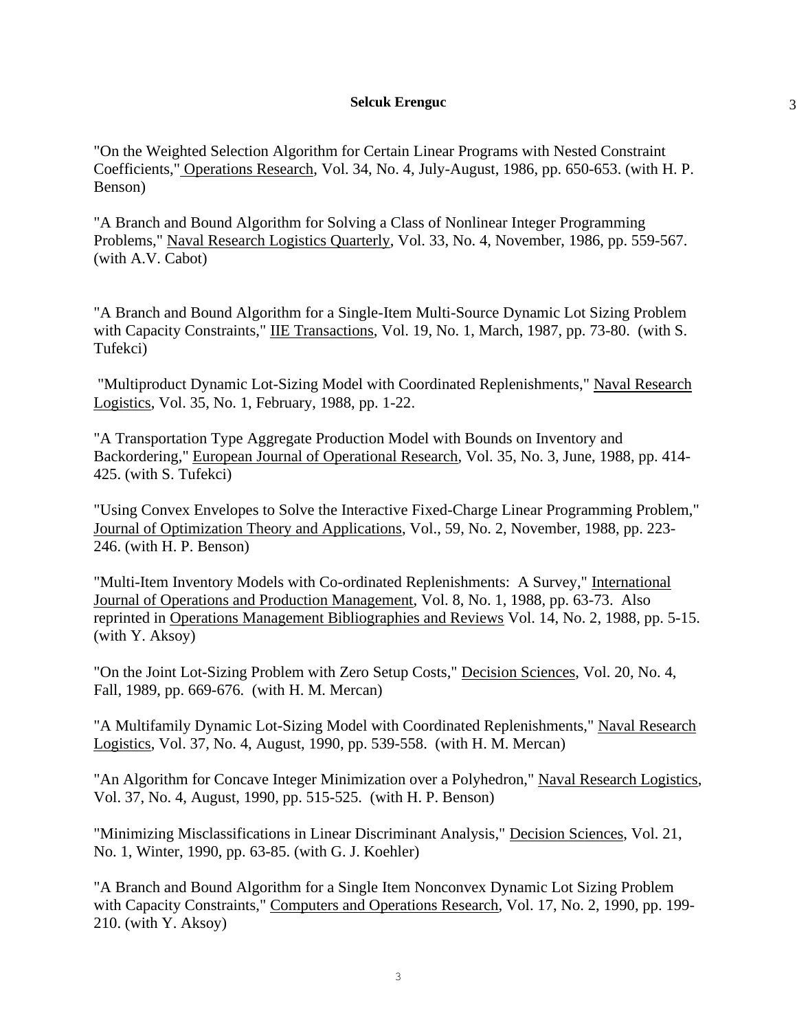"On the Weighted Selection Algorithm for Certain Linear Programs with Nested Constraint Coefficients," Operations Research, Vol. 34, No. 4, July-August, 1986, pp. 650-653. (with H. P. Benson)

"A Branch and Bound Algorithm for Solving a Class of Nonlinear Integer Programming Problems," Naval Research Logistics Quarterly, Vol. 33, No. 4, November, 1986, pp. 559-567. (with A.V. Cabot)

"A Branch and Bound Algorithm for a Single-Item Multi-Source Dynamic Lot Sizing Problem with Capacity Constraints," IIE Transactions, Vol. 19, No. 1, March, 1987, pp. 73-80. (with S. Tufekci)

"Multiproduct Dynamic Lot-Sizing Model with Coordinated Replenishments," Naval Research Logistics, Vol. 35, No. 1, February, 1988, pp. 1-22.

"A Transportation Type Aggregate Production Model with Bounds on Inventory and Backordering," European Journal of Operational Research, Vol. 35, No. 3, June, 1988, pp. 414-425. (with S. Tufekci)

"Using Convex Envelopes to Solve the Interactive Fixed-Charge Linear Programming Problem," Journal of Optimization Theory and Applications, Vol., 59, No. 2, November, 1988, pp. 223-246. (with H. P. Benson)

"Multi-Item Inventory Models with Co-ordinated Replenishments: A Survey," International Journal of Operations and Production Management, Vol. 8, No. 1, 1988, pp. 63-73. Also reprinted in Operations Management Bibliographies and Reviews Vol. 14, No. 2, 1988, pp. 5-15. (with Y. Aksoy)

"On the Joint Lot-Sizing Problem with Zero Setup Costs," Decision Sciences, Vol. 20, No. 4, Fall, 1989, pp. 669-676. (with H. M. Mercan)

"A Multifamily Dynamic Lot-Sizing Model with Coordinated Replenishments," Naval Research Logistics, Vol. 37, No. 4, August, 1990, pp. 539-558. (with H. M. Mercan)

"An Algorithm for Concave Integer Minimization over a Polyhedron," Naval Research Logistics, Vol. 37, No. 4, August, 1990, pp. 515-525. (with H. P. Benson)

"Minimizing Misclassifications in Linear Discriminant Analysis," Decision Sciences, Vol. 21, No. 1, Winter, 1990, pp. 63-85. (with G. J. Koehler)

"A Branch and Bound Algorithm for a Single Item Nonconvex Dynamic Lot Sizing Problem with Capacity Constraints," Computers and Operations Research, Vol. 17, No. 2, 1990, pp. 199-210. (with Y. Aksoy)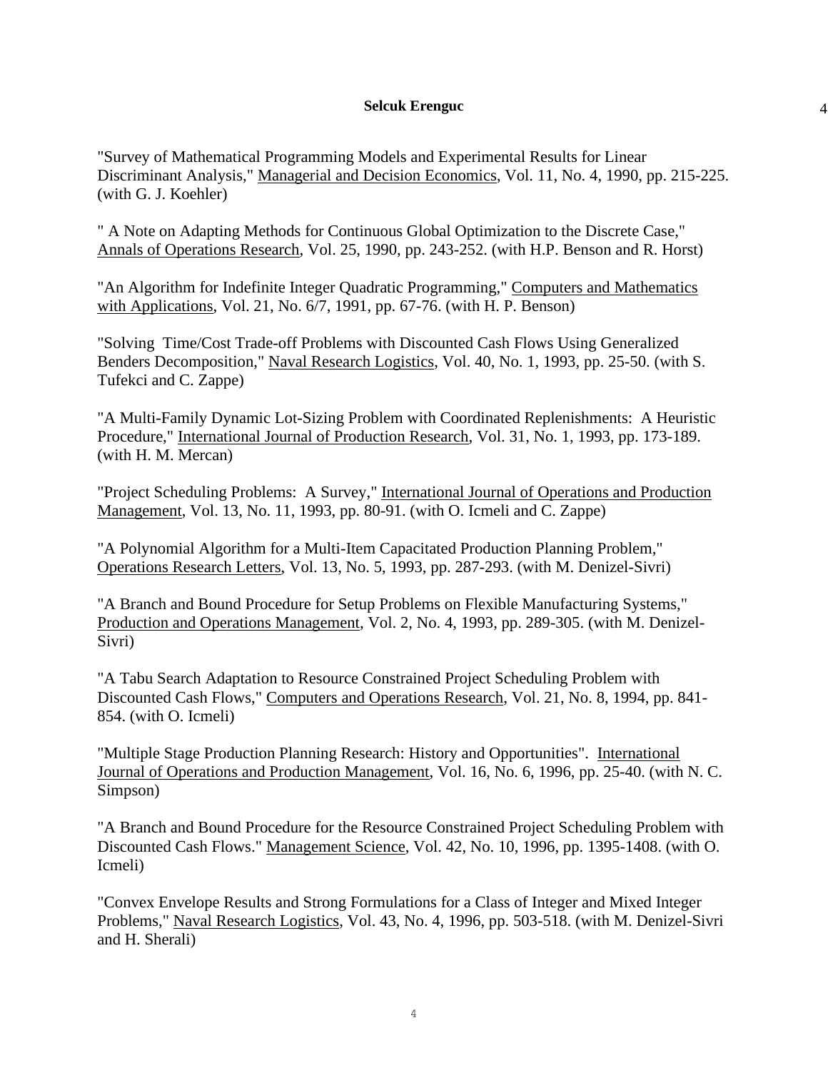"Survey of Mathematical Programming Models and Experimental Results for Linear Discriminant Analysis," <u>Managerial and Decision Economics</u>, Vol. 11, No. 4, 1990, pp. 215-225. (with G. J. Koehler)

" A Note on Adapting Methods for Continuous Global Optimization to the Discrete Case," <u>Annals of Operations Research</u>, Vol. 25, 1990, pp. 243-252. (with H.P. Benson and R. Horst)

"An Algorithm for Indefinite Integer Quadratic Programming," <u>Computers and Mathematics with Applications</u>, Vol. 21, No. 6/7, 1991, pp. 67-76. (with H. P. Benson)

"Solving Time/Cost Trade-off Problems with Discounted Cash Flows Using Generalized Benders Decomposition," <u>Naval Research Logistics</u>, Vol. 40, No. 1, 1993, pp. 25-50. (with S. Tufekci and C. Zappe)

"A Multi-Family Dynamic Lot-Sizing Problem with Coordinated Replenishments: A Heuristic Procedure," <u>International Journal of Production Research</u>, Vol. 31, No. 1, 1993, pp. 173-189. (with H. M. Mercan)

"Project Scheduling Problems: A Survey," <u>International Journal of Operations and Production Management</u>, Vol. 13, No. 11, 1993, pp. 80-91. (with O. Icmeli and C. Zappe)

"A Polynomial Algorithm for a Multi-Item Capacitated Production Planning Problem," <u>Operations Research Letters</u>, Vol. 13, No. 5, 1993, pp. 287-293. (with M. Denizel-Sivri)

"A Branch and Bound Procedure for Setup Problems on Flexible Manufacturing Systems," <u>Production and Operations Management</u>, Vol. 2, No. 4, 1993, pp. 289-305. (with M. Denizel-Sivri)

"A Tabu Search Adaptation to Resource Constrained Project Scheduling Problem with Discounted Cash Flows," <u>Computers and Operations Research</u>, Vol. 21, No. 8, 1994, pp. 841-854. (with O. Icmeli)

"Multiple Stage Production Planning Research: History and Opportunities". <u>International Journal of Operations and Production Management</u>, Vol. 16, No. 6, 1996, pp. 25-40. (with N. C. Simpson)

"A Branch and Bound Procedure for the Resource Constrained Project Scheduling Problem with Discounted Cash Flows." <u>Management Science</u>, Vol. 42, No. 10, 1996, pp. 1395-1408. (with O. Icmeli)

"Convex Envelope Results and Strong Formulations for a Class of Integer and Mixed Integer Problems," <u>Naval Research Logistics</u>, Vol. 43, No. 4, 1996, pp. 503-518. (with M. Denizel-Sivri and H. Sherali)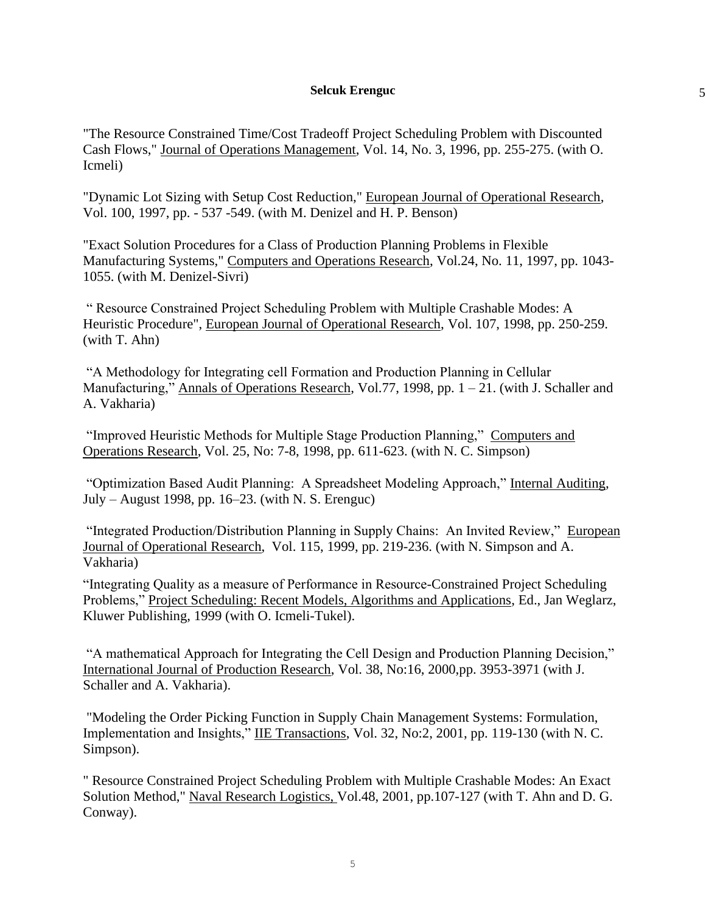"The Resource Constrained Time/Cost Tradeoff Project Scheduling Problem with Discounted Cash Flows," Journal of Operations Management, Vol. 14, No. 3, 1996, pp. 255-275. (with O. Icmeli)

"Dynamic Lot Sizing with Setup Cost Reduction," European Journal of Operational Research, Vol. 100, 1997, pp. - 537 -549. (with M. Denizel and H. P. Benson)

"Exact Solution Procedures for a Class of Production Planning Problems in Flexible Manufacturing Systems," Computers and Operations Research, Vol.24, No. 11, 1997, pp. 1043-1055. (with M. Denizel-Sivri)

" Resource Constrained Project Scheduling Problem with Multiple Crashable Modes: A Heuristic Procedure", European Journal of Operational Research, Vol. 107, 1998, pp. 250-259. (with T. Ahn)

"A Methodology for Integrating cell Formation and Production Planning in Cellular Manufacturing," Annals of Operations Research, Vol.77, 1998, pp. 1 – 21. (with J. Schaller and A. Vakharia)

"Improved Heuristic Methods for Multiple Stage Production Planning," Computers and Operations Research, Vol. 25, No: 7-8, 1998, pp. 611-623. (with N. C. Simpson)

"Optimization Based Audit Planning: A Spreadsheet Modeling Approach," Internal Auditing, July – August 1998, pp. 16–23. (with N. S. Erenguc)

"Integrated Production/Distribution Planning in Supply Chains: An Invited Review," European Journal of Operational Research, Vol. 115, 1999, pp. 219-236. (with N. Simpson and A. Vakharia)

"Integrating Quality as a measure of Performance in Resource-Constrained Project Scheduling Problems," Project Scheduling: Recent Models, Algorithms and Applications, Ed., Jan Weglarz, Kluwer Publishing, 1999 (with O. Icmeli-Tukel).

"A mathematical Approach for Integrating the Cell Design and Production Planning Decision," International Journal of Production Research, Vol. 38, No:16, 2000,pp. 3953-3971 (with J. Schaller and A. Vakharia).

"Modeling the Order Picking Function in Supply Chain Management Systems: Formulation, Implementation and Insights," IIE Transactions, Vol. 32, No:2, 2001, pp. 119-130 (with N. C. Simpson).

" Resource Constrained Project Scheduling Problem with Multiple Crashable Modes: An Exact Solution Method," Naval Research Logistics, Vol.48, 2001, pp.107-127 (with T. Ahn and D. G. Conway).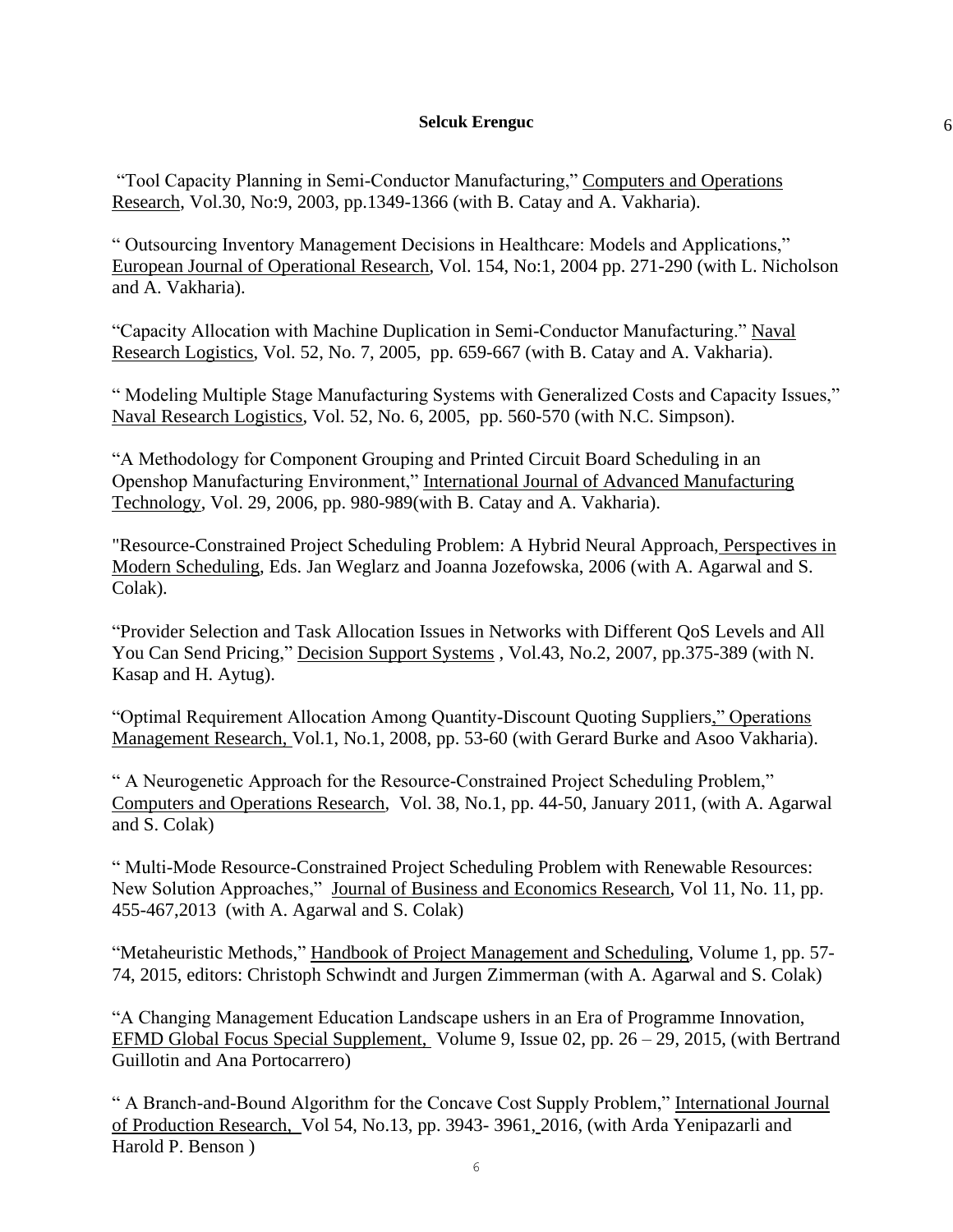"Tool Capacity Planning in Semi-Conductor Manufacturing," Computers and Operations Research, Vol.30, No:9, 2003, pp.1349-1366 (with B. Catay and A. Vakharia).

" Outsourcing Inventory Management Decisions in Healthcare: Models and Applications," European Journal of Operational Research, Vol. 154, No:1, 2004 pp. 271-290 (with L. Nicholson and A. Vakharia).

"Capacity Allocation with Machine Duplication in Semi-Conductor Manufacturing." Naval Research Logistics, Vol. 52, No. 7, 2005, pp. 659-667 (with B. Catay and A. Vakharia).

" Modeling Multiple Stage Manufacturing Systems with Generalized Costs and Capacity Issues," Naval Research Logistics, Vol. 52, No. 6, 2005, pp. 560-570 (with N.C. Simpson).

"A Methodology for Component Grouping and Printed Circuit Board Scheduling in an Openshop Manufacturing Environment," International Journal of Advanced Manufacturing Technology, Vol. 29, 2006, pp. 980-989(with B. Catay and A. Vakharia).

"Resource-Constrained Project Scheduling Problem: A Hybrid Neural Approach, Perspectives in Modern Scheduling, Eds. Jan Weglarz and Joanna Jozefowska, 2006 (with A. Agarwal and S. Colak).

"Provider Selection and Task Allocation Issues in Networks with Different QoS Levels and All You Can Send Pricing," Decision Support Systems , Vol.43, No.2, 2007, pp.375-389 (with N. Kasap and H. Aytug).

"Optimal Requirement Allocation Among Quantity-Discount Quoting Suppliers," Operations Management Research, Vol.1, No.1, 2008, pp. 53-60 (with Gerard Burke and Asoo Vakharia).

" A Neurogenetic Approach for the Resource-Constrained Project Scheduling Problem," Computers and Operations Research, Vol. 38, No.1, pp. 44-50, January 2011, (with A. Agarwal and S. Colak)

" Multi-Mode Resource-Constrained Project Scheduling Problem with Renewable Resources: New Solution Approaches," Journal of Business and Economics Research, Vol 11, No. 11, pp. 455-467,2013 (with A. Agarwal and S. Colak)

"Metaheuristic Methods," Handbook of Project Management and Scheduling, Volume 1, pp. 57-74, 2015, editors: Christoph Schwindt and Jurgen Zimmerman (with A. Agarwal and S. Colak)

"A Changing Management Education Landscape ushers in an Era of Programme Innovation, EFMD Global Focus Special Supplement, Volume 9, Issue 02, pp. 26 – 29, 2015, (with Bertrand Guillotin and Ana Portocarrero)

" A Branch-and-Bound Algorithm for the Concave Cost Supply Problem," International Journal of Production Research, Vol 54, No.13, pp. 3943- 3961, 2016, (with Arda Yenipazarli and Harold P. Benson )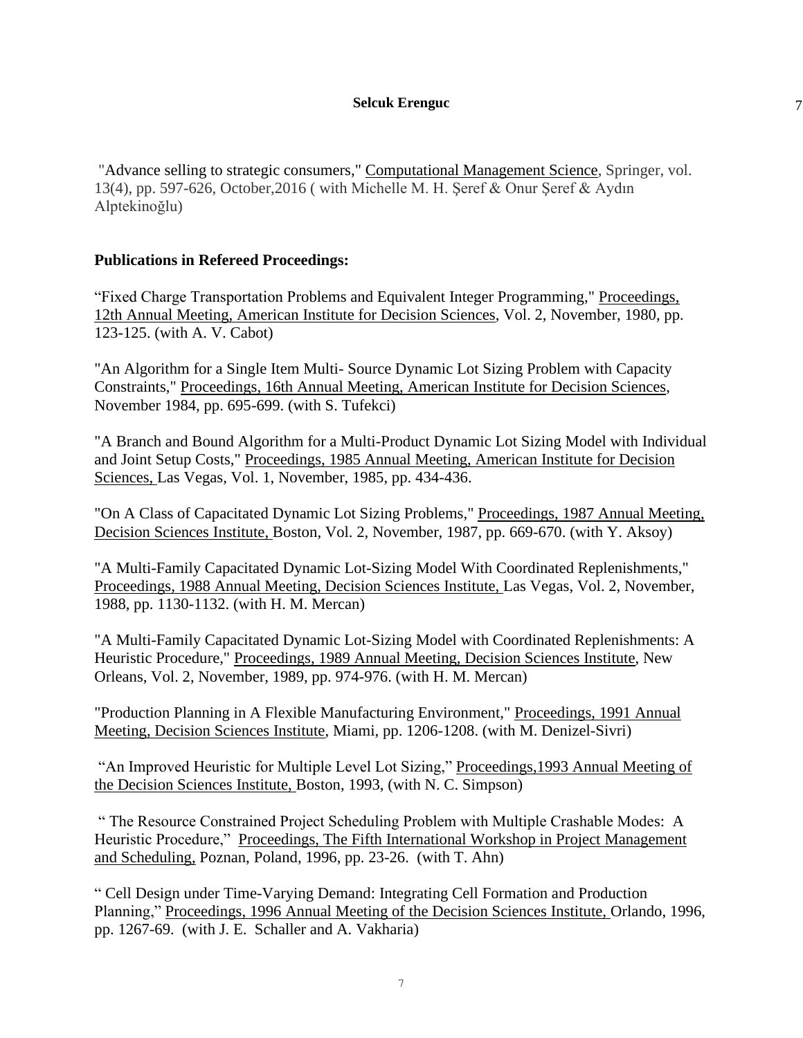"Advance selling to strategic consumers," <u>Computational Management Science</u>, Springer, vol. 13(4), pp. 597-626, October,2016 ( with Michelle M. H. Şeref & Onur Şeref & Aydın Alptekinoğlu)

**Publications in Refereed Proceedings:**

"Fixed Charge Transportation Problems and Equivalent Integer Programming," <u>Proceedings, 12th Annual Meeting, American Institute for Decision Sciences</u>, Vol. 2, November, 1980, pp. 123-125. (with A. V. Cabot)

"An Algorithm for a Single Item Multi- Source Dynamic Lot Sizing Problem with Capacity Constraints," <u>Proceedings, 16th Annual Meeting, American Institute for Decision Sciences</u>, November 1984, pp. 695-699. (with S. Tufekci)

"A Branch and Bound Algorithm for a Multi-Product Dynamic Lot Sizing Model with Individual and Joint Setup Costs," <u>Proceedings, 1985 Annual Meeting, American Institute for Decision Sciences,</u> Las Vegas, Vol. 1, November, 1985, pp. 434-436.

"On A Class of Capacitated Dynamic Lot Sizing Problems," <u>Proceedings, 1987 Annual Meeting, Decision Sciences Institute,</u> Boston, Vol. 2, November, 1987, pp. 669-670. (with Y. Aksoy)

"A Multi-Family Capacitated Dynamic Lot-Sizing Model With Coordinated Replenishments," <u>Proceedings, 1988 Annual Meeting, Decision Sciences Institute,</u> Las Vegas, Vol. 2, November, 1988, pp. 1130-1132. (with H. M. Mercan)

"A Multi-Family Capacitated Dynamic Lot-Sizing Model with Coordinated Replenishments: A Heuristic Procedure," <u>Proceedings, 1989 Annual Meeting, Decision Sciences Institute</u>, New Orleans, Vol. 2, November, 1989, pp. 974-976. (with H. M. Mercan)

"Production Planning in A Flexible Manufacturing Environment," <u>Proceedings, 1991 Annual Meeting, Decision Sciences Institute</u>, Miami, pp. 1206-1208. (with M. Denizel-Sivri)

"An Improved Heuristic for Multiple Level Lot Sizing," <u>Proceedings,1993 Annual Meeting of the Decision Sciences Institute,</u> Boston, 1993, (with N. C. Simpson)

" The Resource Constrained Project Scheduling Problem with Multiple Crashable Modes: A Heuristic Procedure," <u>Proceedings, The Fifth International Workshop in Project Management and Scheduling,</u> Poznan, Poland, 1996, pp. 23-26. (with T. Ahn)

" Cell Design under Time-Varying Demand: Integrating Cell Formation and Production Planning," <u>Proceedings, 1996 Annual Meeting of the Decision Sciences Institute,</u> Orlando, 1996, pp. 1267-69. (with J. E. Schaller and A. Vakharia)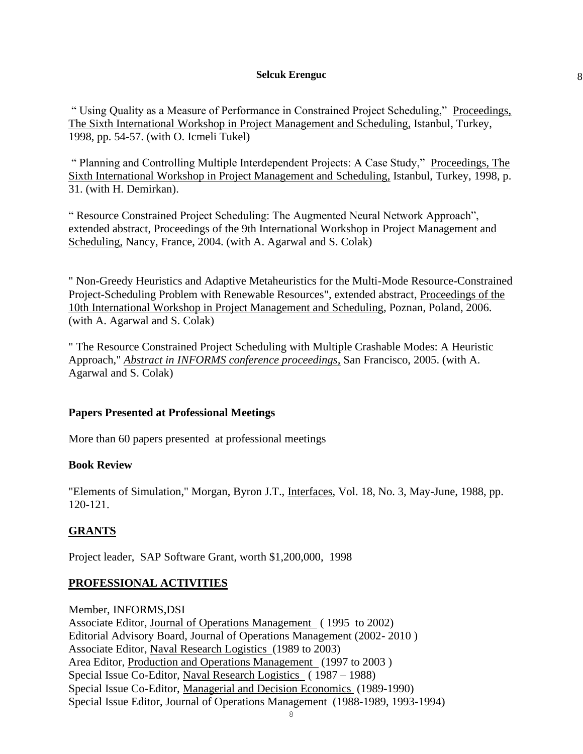" Using Quality as a Measure of Performance in Constrained Project Scheduling," Proceedings, The Sixth International Workshop in Project Management and Scheduling, Istanbul, Turkey, 1998, pp. 54-57. (with O. Icmeli Tukel)

" Planning and Controlling Multiple Interdependent Projects: A Case Study," Proceedings, The Sixth International Workshop in Project Management and Scheduling, Istanbul, Turkey, 1998, p. 31. (with H. Demirkan).

" Resource Constrained Project Scheduling: The Augmented Neural Network Approach", extended abstract, Proceedings of the 9th International Workshop in Project Management and Scheduling, Nancy, France, 2004. (with A. Agarwal and S. Colak)

" Non-Greedy Heuristics and Adaptive Metaheuristics for the Multi-Mode Resource-Constrained Project-Scheduling Problem with Renewable Resources", extended abstract, Proceedings of the 10th International Workshop in Project Management and Scheduling, Poznan, Poland, 2006. (with A. Agarwal and S. Colak)

" The Resource Constrained Project Scheduling with Multiple Crashable Modes: A Heuristic Approach," *Abstract in INFORMS conference proceedings*, San Francisco, 2005. (with A. Agarwal and S. Colak)

**Papers Presented at Professional Meetings**

More than 60 papers presented at professional meetings

**Book Review**

"Elements of Simulation," Morgan, Byron J.T., Interfaces, Vol. 18, No. 3, May-June, 1988, pp. 120-121.

## GRANTS

Project leader, SAP Software Grant, worth $1,200,000, 1998

## PROFESSIONAL ACTIVITIES

Member, INFORMS,DSI
Associate Editor, Journal of Operations Management ( 1995 to 2002)
Editorial Advisory Board, Journal of Operations Management (2002- 2010 )
Associate Editor, Naval Research Logistics (1989 to 2003)
Area Editor, Production and Operations Management (1997 to 2003 )
Special Issue Co-Editor, Naval Research Logistics ( 1987 – 1988)
Special Issue Co-Editor, Managerial and Decision Economics (1989-1990)
Special Issue Editor, Journal of Operations Management (1988-1989, 1993-1994)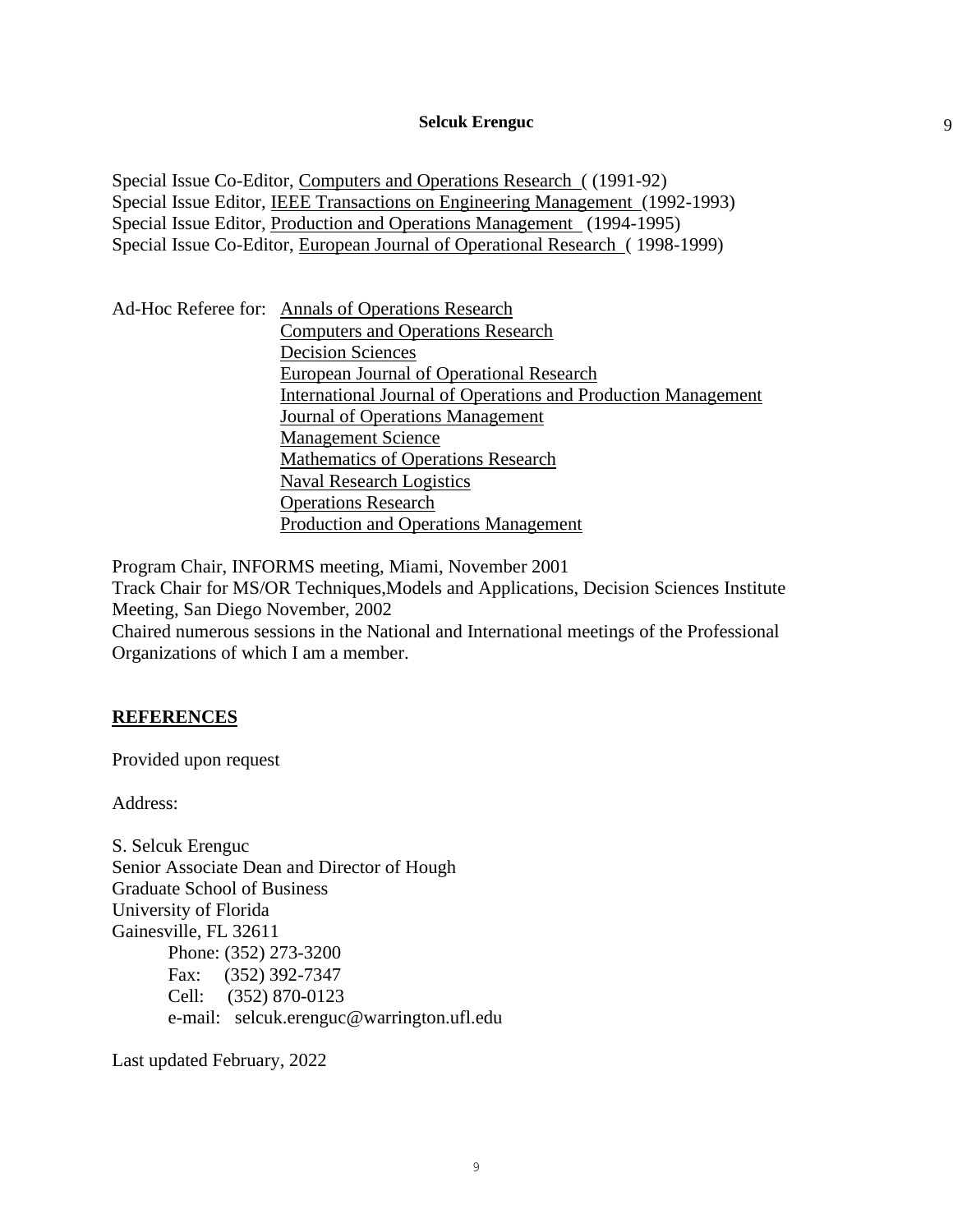Special Issue Co-Editor, Computers and Operations Research ( (1991-92)
Special Issue Editor, IEEE Transactions on Engineering Management (1992-1993)
Special Issue Editor, Production and Operations Management (1994-1995)
Special Issue Co-Editor, European Journal of Operational Research ( 1998-1999)

Ad-Hoc Referee for:
- Annals of Operations Research
- Computers and Operations Research
- Decision Sciences
- European Journal of Operational Research
- International Journal of Operations and Production Management
- Journal of Operations Management
- Management Science
- Mathematics of Operations Research
- Naval Research Logistics
- Operations Research
- Production and Operations Management

Program Chair, INFORMS meeting, Miami, November 2001
Track Chair for MS/OR Techniques,Models and Applications, Decision Sciences Institute Meeting, San Diego November, 2002
Chaired numerous sessions in the National and International meetings of the Professional Organizations of which I am a member.

## REFERENCES

Provided upon request

Address:

S. Selcuk Erenguc
Senior Associate Dean and Director of Hough
Graduate School of Business
University of Florida
Gainesville, FL 32611
Phone: (352) 273-3200
Fax: (352) 392-7347
Cell: (352) 870-0123
e-mail: selcuk.erenguc@warrington.ufl.edu

Last updated February, 2022